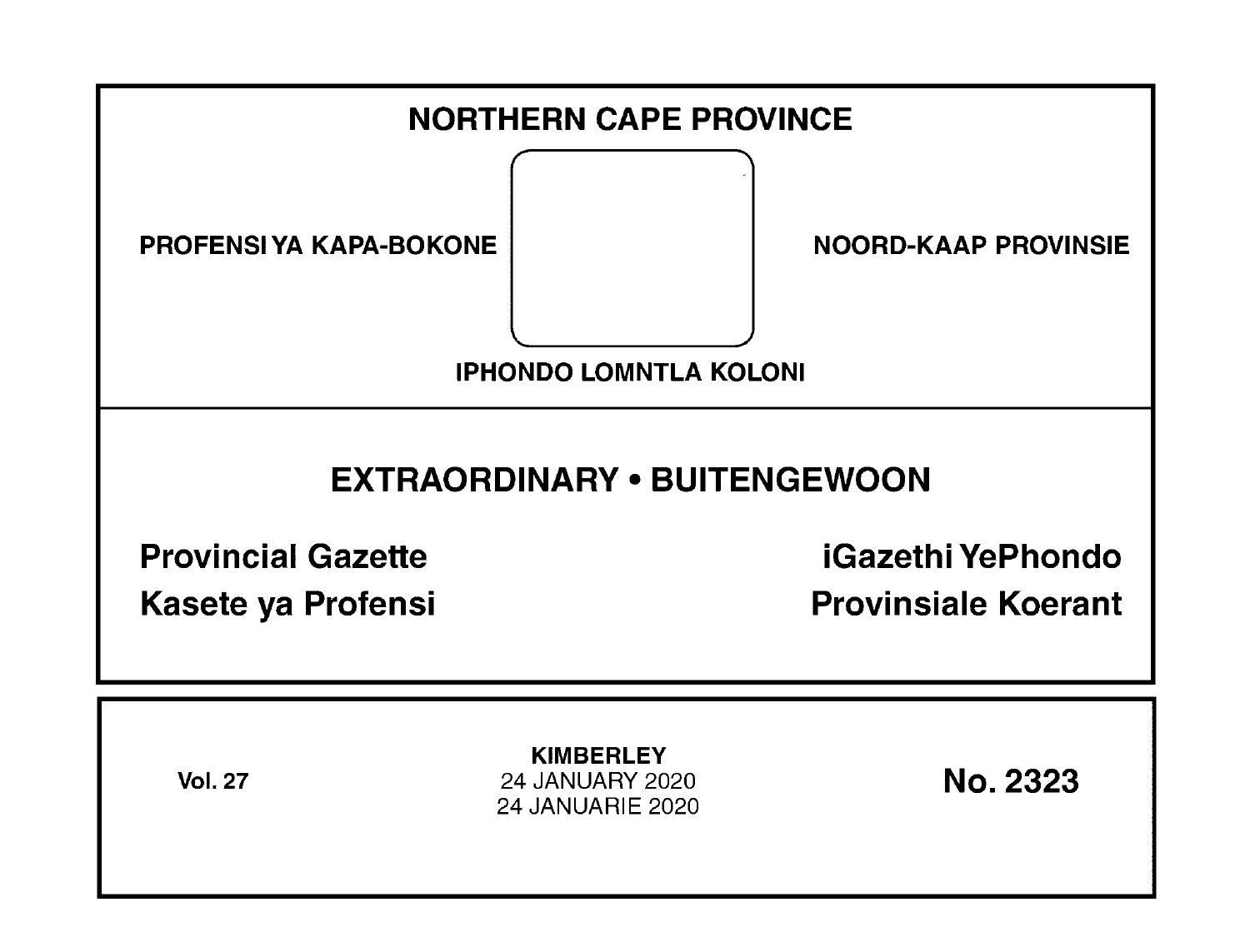# NORTHERN CAPE PROVINCE

PROFENSI YA KAPA-BOKONE

NOORD-KAAP PROVINSIE

IPHONDO LOMNTLA KOLONI

## EXTRAORDINARY • BUITENGEWOON

**Provincial Gazette**

**iGazethi YePhondo**

**Kasete ya Profensi**

**Provinsiale Koerant**

**Vol. 27**

**KIMBERLEY**
24 JANUARY 2020
24 JANUARIE 2020

**No. 2323**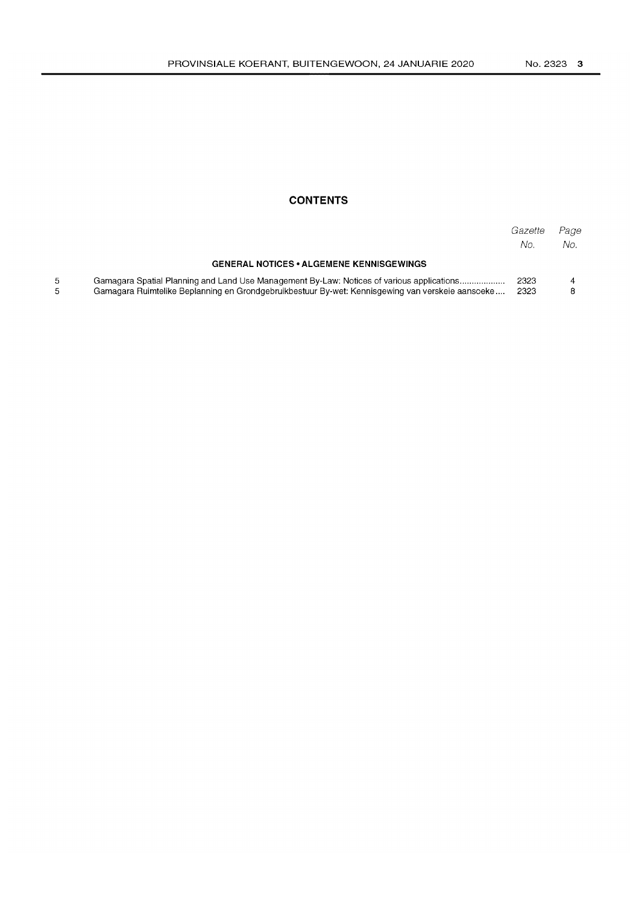## CONTENTS

| | | *Gazette No.* | *Page No.* |
|---|---|---|---|
| | **GENERAL NOTICES • ALGEMENE KENNISGEWINGS** | | |
| 5 | Gamagara Spatial Planning and Land Use Management By-Law: Notices of various applications.................. | 2323 | 4 |
| 5 | Gamagara Ruimtelike Beplanning en Grondgebruikbestuur By-wet: Kennisgewing van verskeie aansoeke.... | 2323 | 8 |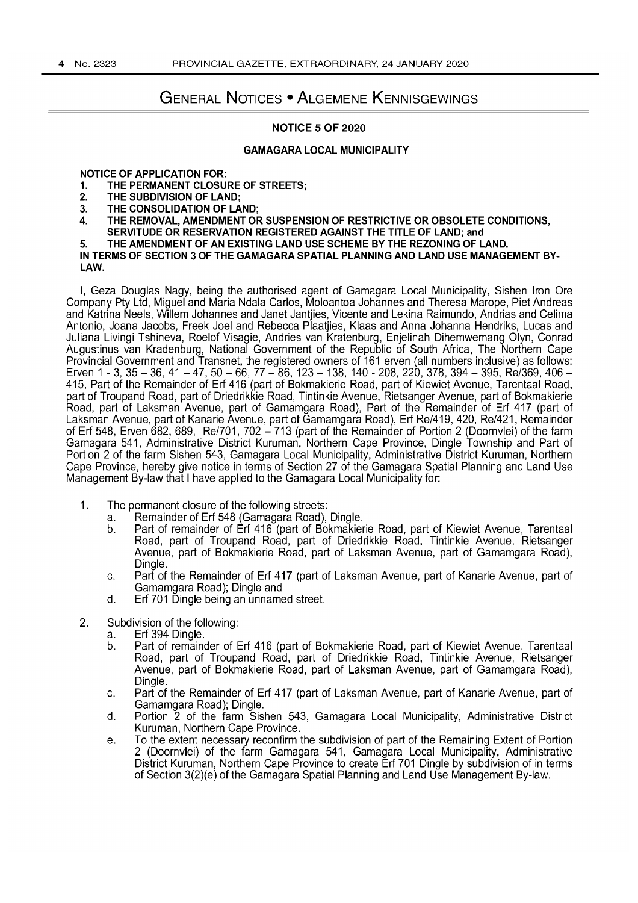# GENERAL NOTICES • ALGEMENE KENNISGEWINGS

## NOTICE 5 OF 2020

## GAMAGARA LOCAL MUNICIPALITY

**NOTICE OF APPLICATION FOR:**

1. **THE PERMANENT CLOSURE OF STREETS;**
2. **THE SUBDIVISION OF LAND;**
3. **THE CONSOLIDATION OF LAND;**
4. **THE REMOVAL, AMENDMENT OR SUSPENSION OF RESTRICTIVE OR OBSOLETE CONDITIONS, SERVITUDE OR RESERVATION REGISTERED AGAINST THE TITLE OF LAND; and**
5. **THE AMENDMENT OF AN EXISTING LAND USE SCHEME BY THE REZONING OF LAND.**

**IN TERMS OF SECTION 3 OF THE GAMAGARA SPATIAL PLANNING AND LAND USE MANAGEMENT BY-LAW.**

I, Geza Douglas Nagy, being the authorised agent of Gamagara Local Municipality, Sishen Iron Ore Company Pty Ltd, Miguel and Maria Ndala Carlos, Moloantoa Johannes and Theresa Marope, Piet Andreas and Katrina Neels, Willem Johannes and Janet Jantjies, Vicente and Lekina Raimundo, Andrias and Celima Antonio, Joana Jacobs, Freek Joel and Rebecca Plaatjies, Klaas and Anna Johanna Hendriks, Lucas and Juliana Livingi Tshineva, Roelof Visagie, Andries van Kratenburg, Enjelinah Dihemwemang Olyn, Conrad Augustinus van Kradenburg, National Government of the Republic of South Africa, The Northern Cape Provincial Government and Transnet, the registered owners of 161 erven (all numbers inclusive) as follows: Erven 1 - 3, 35 – 36, 41 – 47, 50 – 66, 77 – 86, 123 – 138, 140 - 208, 220, 378, 394 – 395, Re/369, 406 – 415, Part of the Remainder of Erf 416 (part of Bokmakierie Road, part of Kiewiet Avenue, Tarentaal Road, part of Troupand Road, part of Driedrikkie Road, Tintinkie Avenue, Rietsanger Avenue, part of Bokmakierie Road, part of Laksman Avenue, part of Gamamgara Road), Part of the Remainder of Erf 417 (part of Laksman Avenue, part of Kanarie Avenue, part of Gamamgara Road), Erf Re/419, 420, Re/421, Remainder of Erf 548, Erven 682, 689, Re/701, 702 – 713 (part of the Remainder of Portion 2 (Doornvlei) of the farm Gamagara 541, Administrative District Kuruman, Northern Cape Province, Dingle Township and Part of Portion 2 of the farm Sishen 543, Gamagara Local Municipality, Administrative District Kuruman, Northern Cape Province, hereby give notice in terms of Section 27 of the Gamagara Spatial Planning and Land Use Management By-law that I have applied to the Gamagara Local Municipality for:

1. The permanent closure of the following streets:
   a. Remainder of Erf 548 (Gamagara Road), Dingle.
   b. Part of remainder of Erf 416 (part of Bokmakierie Road, part of Kiewiet Avenue, Tarentaal Road, part of Troupand Road, part of Driedrikkie Road, Tintinkie Avenue, Rietsanger Avenue, part of Bokmakierie Road, part of Laksman Avenue, part of Gamamgara Road), Dingle.
   c. Part of the Remainder of Erf 417 (part of Laksman Avenue, part of Kanarie Avenue, part of Gamamgara Road); Dingle and
   d. Erf 701 Dingle being an unnamed street.

2. Subdivision of the following:
   a. Erf 394 Dingle.
   b. Part of remainder of Erf 416 (part of Bokmakierie Road, part of Kiewiet Avenue, Tarentaal Road, part of Troupand Road, part of Driedrikkie Road, Tintinkie Avenue, Rietsanger Avenue, part of Bokmakierie Road, part of Laksman Avenue, part of Gamamgara Road), Dingle.
   c. Part of the Remainder of Erf 417 (part of Laksman Avenue, part of Kanarie Avenue, part of Gamamgara Road); Dingle.
   d. Portion 2 of the farm Sishen 543, Gamagara Local Municipality, Administrative District Kuruman, Northern Cape Province.
   e. To the extent necessary reconfirm the subdivision of part of the Remaining Extent of Portion 2 (Doornvlei) of the farm Gamagara 541, Gamagara Local Municipality, Administrative District Kuruman, Northern Cape Province to create Erf 701 Dingle by subdivision of in terms of Section 3(2)(e) of the Gamagara Spatial Planning and Land Use Management By-law.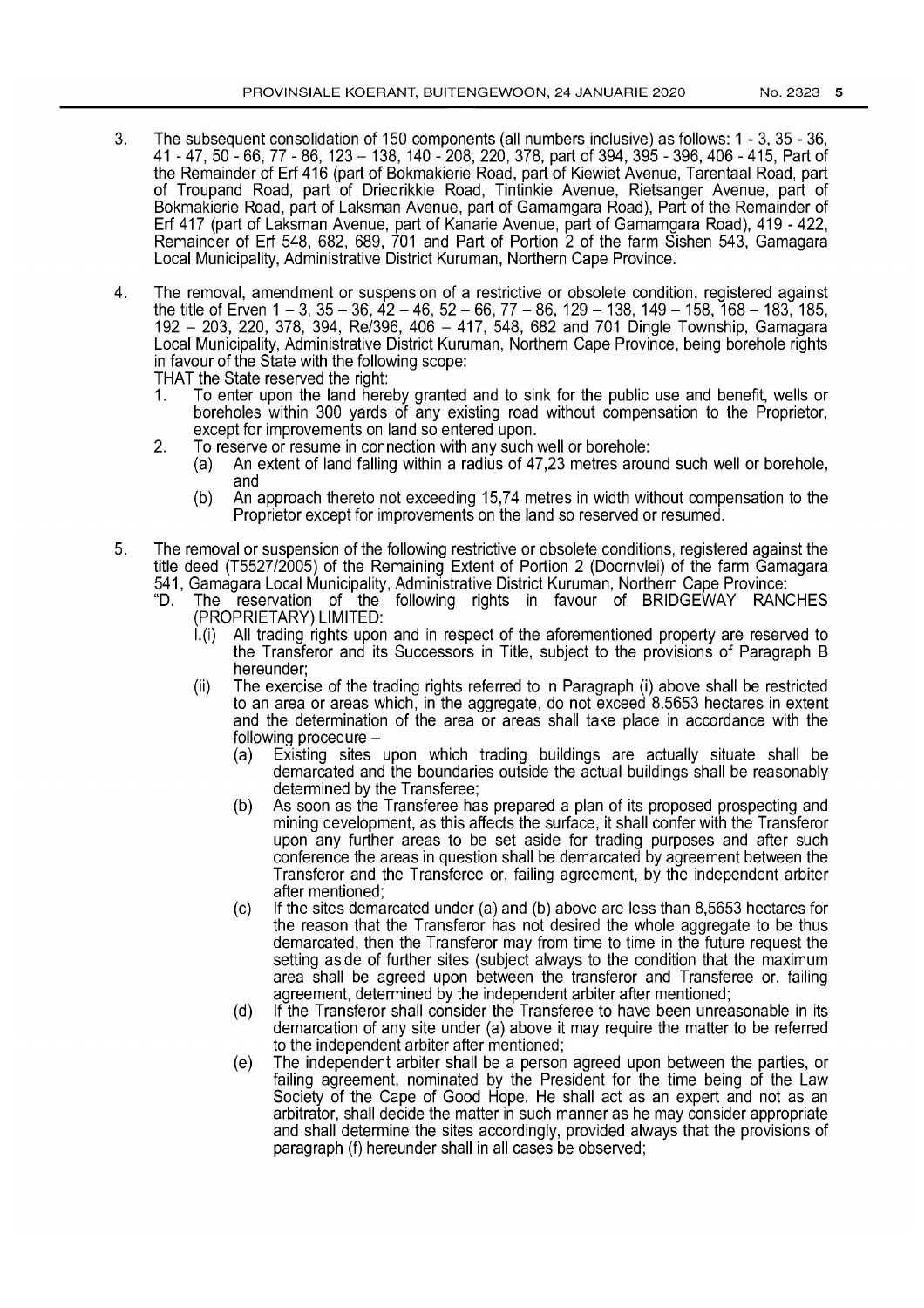3. The subsequent consolidation of 150 components (all numbers inclusive) as follows: 1 - 3, 35 - 36, 41 - 47, 50 - 66, 77 - 86, 123 – 138, 140 - 208, 220, 378, part of 394, 395 - 396, 406 - 415, Part of the Remainder of Erf 416 (part of Bokmakierie Road, part of Kiewiet Avenue, Tarentaal Road, part of Troupand Road, part of Driedrikkie Road, Tintinkie Avenue, Rietsanger Avenue, part of Bokmakierie Road, part of Laksman Avenue, part of Gamamgara Road), Part of the Remainder of Erf 417 (part of Laksman Avenue, part of Kanarie Avenue, part of Gamamgara Road), 419 - 422, Remainder of Erf 548, 682, 689, 701 and Part of Portion 2 of the farm Sishen 543, Gamagara Local Municipality, Administrative District Kuruman, Northern Cape Province.

4. The removal, amendment or suspension of a restrictive or obsolete condition, registered against the title of Erven 1 – 3, 35 – 36, 42 – 46, 52 – 66, 77 – 86, 129 – 138, 149 – 158, 168 – 183, 185, 192 – 203, 220, 378, 394, Re/396, 406 – 417, 548, 682 and 701 Dingle Township, Gamagara Local Municipality, Administrative District Kuruman, Northern Cape Province, being borehole rights in favour of the State with the following scope:
   THAT the State reserved the right:
   1. To enter upon the land hereby granted and to sink for the public use and benefit, wells or boreholes within 300 yards of any existing road without compensation to the Proprietor, except for improvements on land so entered upon.
   2. To reserve or resume in connection with any such well or borehole:
      (a) An extent of land falling within a radius of 47,23 metres around such well or borehole, and
      (b) An approach thereto not exceeding 15,74 metres in width without compensation to the Proprietor except for improvements on the land so reserved or resumed.

5. The removal or suspension of the following restrictive or obsolete conditions, registered against the title deed (T5527/2005) of the Remaining Extent of Portion 2 (Doornvlei) of the farm Gamagara 541, Gamagara Local Municipality, Administrative District Kuruman, Northern Cape Province:
   "D. The reservation of the following rights in favour of BRIDGEWAY RANCHES (PROPRIETARY) LIMITED:
      I.(i) All trading rights upon and in respect of the aforementioned property are reserved to the Transferor and its Successors in Title, subject to the provisions of Paragraph B hereunder;
      (ii) The exercise of the trading rights referred to in Paragraph (i) above shall be restricted to an area or areas which, in the aggregate, do not exceed 8.5653 hectares in extent and the determination of the area or areas shall take place in accordance with the following procedure –
         (a) Existing sites upon which trading buildings are actually situate shall be demarcated and the boundaries outside the actual buildings shall be reasonably determined by the Transferee;
         (b) As soon as the Transferee has prepared a plan of its proposed prospecting and mining development, as this affects the surface, it shall confer with the Transferor upon any further areas to be set aside for trading purposes and after such conference the areas in question shall be demarcated by agreement between the Transferor and the Transferee or, failing agreement, by the independent arbiter after mentioned;
         (c) If the sites demarcated under (a) and (b) above are less than 8,5653 hectares for the reason that the Transferor has not desired the whole aggregate to be thus demarcated, then the Transferor may from time to time in the future request the setting aside of further sites (subject always to the condition that the maximum area shall be agreed upon between the transferor and Transferee or, failing agreement, determined by the independent arbiter after mentioned;
         (d) If the Transferor shall consider the Transferee to have been unreasonable in its demarcation of any site under (a) above it may require the matter to be referred to the independent arbiter after mentioned;
         (e) The independent arbiter shall be a person agreed upon between the parties, or failing agreement, nominated by the President for the time being of the Law Society of the Cape of Good Hope. He shall act as an expert and not as an arbitrator, shall decide the matter in such manner as he may consider appropriate and shall determine the sites accordingly, provided always that the provisions of paragraph (f) hereunder shall in all cases be observed;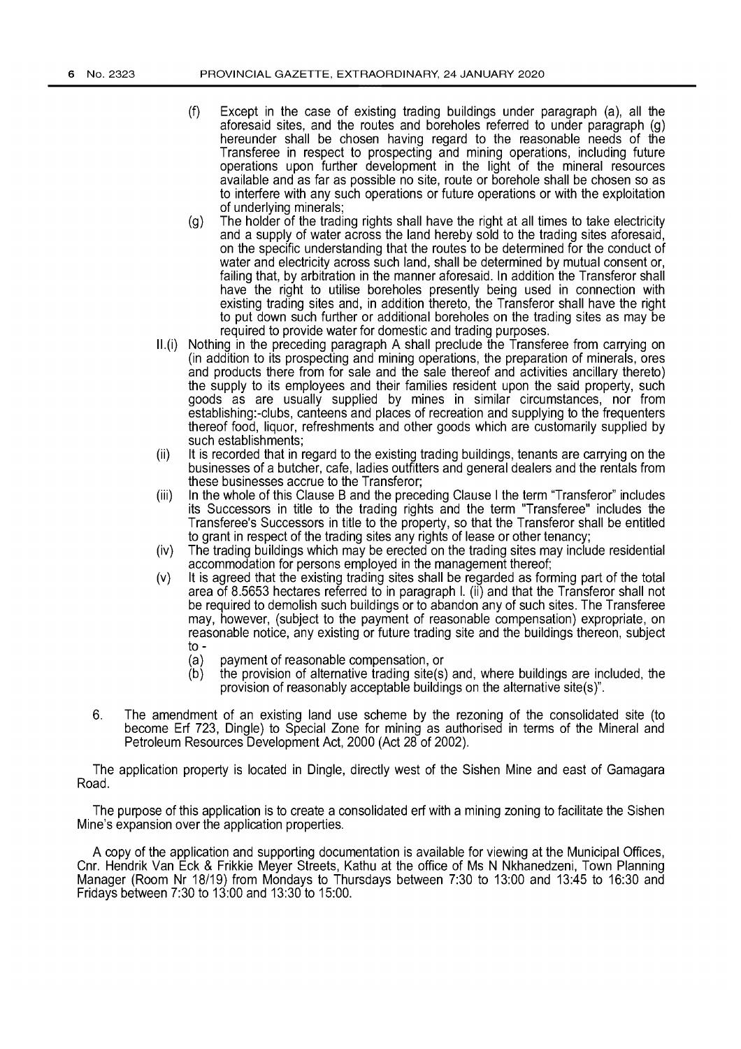(f) Except in the case of existing trading buildings under paragraph (a), all the aforesaid sites, and the routes and boreholes referred to under paragraph (g) hereunder shall be chosen having regard to the reasonable needs of the Transferee in respect to prospecting and mining operations, including future operations upon further development in the light of the mineral resources available and as far as possible no site, route or borehole shall be chosen so as to interfere with any such operations or future operations or with the exploitation of underlying minerals;

(g) The holder of the trading rights shall have the right at all times to take electricity and a supply of water across the land hereby sold to the trading sites aforesaid, on the specific understanding that the routes to be determined for the conduct of water and electricity across such land, shall be determined by mutual consent or, failing that, by arbitration in the manner aforesaid. In addition the Transferor shall have the right to utilise boreholes presently being used in connection with existing trading sites and, in addition thereto, the Transferor shall have the right to put down such further or additional boreholes on the trading sites as may be required to provide water for domestic and trading purposes.

II.(i) Nothing in the preceding paragraph A shall preclude the Transferee from carrying on (in addition to its prospecting and mining operations, the preparation of minerals, ores and products there from for sale and the sale thereof and activities ancillary thereto) the supply to its employees and their families resident upon the said property, such goods as are usually supplied by mines in similar circumstances, nor from establishing:-clubs, canteens and places of recreation and supplying to the frequenters thereof food, liquor, refreshments and other goods which are customarily supplied by such establishments;

(ii) It is recorded that in regard to the existing trading buildings, tenants are carrying on the businesses of a butcher, cafe, ladies outfitters and general dealers and the rentals from these businesses accrue to the Transferor;

(iii) In the whole of this Clause B and the preceding Clause I the term "Transferor" includes its Successors in title to the trading rights and the term "Transferee" includes the Transferee's Successors in title to the property, so that the Transferor shall be entitled to grant in respect of the trading sites any rights of lease or other tenancy;

(iv) The trading buildings which may be erected on the trading sites may include residential accommodation for persons employed in the management thereof;

(v) It is agreed that the existing trading sites shall be regarded as forming part of the total area of 8.5653 hectares referred to in paragraph I. (ii) and that the Transferor shall not be required to demolish such buildings or to abandon any of such sites. The Transferee may, however, (subject to the payment of reasonable compensation) expropriate, on reasonable notice, any existing or future trading site and the buildings thereon, subject to -

(a) payment of reasonable compensation, or

(b) the provision of alternative trading site(s) and, where buildings are included, the provision of reasonably acceptable buildings on the alternative site(s)".

6. The amendment of an existing land use scheme by the rezoning of the consolidated site (to become Erf 723, Dingle) to Special Zone for mining as authorised in terms of the Mineral and Petroleum Resources Development Act, 2000 (Act 28 of 2002).

The application property is located in Dingle, directly west of the Sishen Mine and east of Gamagara Road.

The purpose of this application is to create a consolidated erf with a mining zoning to facilitate the Sishen Mine's expansion over the application properties.

A copy of the application and supporting documentation is available for viewing at the Municipal Offices, Cnr. Hendrik Van Eck & Frikkie Meyer Streets, Kathu at the office of Ms N Nkhanedzeni, Town Planning Manager (Room Nr 18/19) from Mondays to Thursdays between 7:30 to 13:00 and 13:45 to 16:30 and Fridays between 7:30 to 13:00 and 13:30 to 15:00.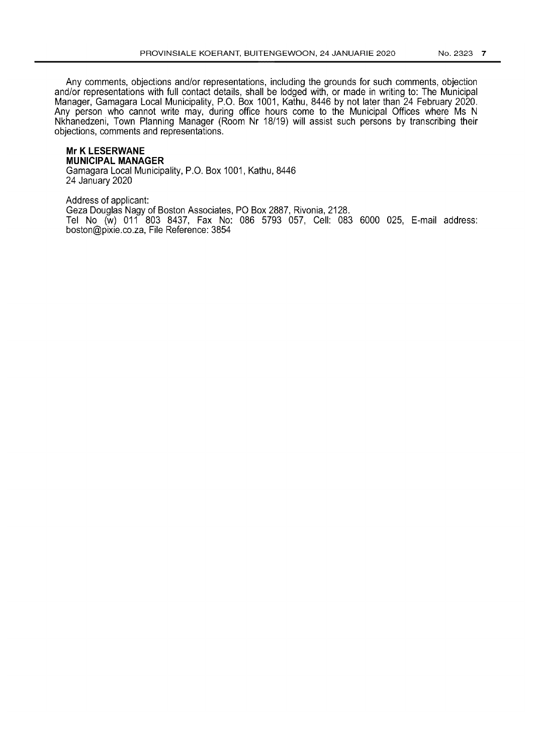Any comments, objections and/or representations, including the grounds for such comments, objection and/or representations with full contact details, shall be lodged with, or made in writing to: The Municipal Manager, Gamagara Local Municipality, P.O. Box 1001, Kathu, 8446 by not later than 24 February 2020. Any person who cannot write may, during office hours come to the Municipal Offices where Ms N Nkhanedzeni, Town Planning Manager (Room Nr 18/19) will assist such persons by transcribing their objections, comments and representations.

**Mr K LESERWANE**
**MUNICIPAL MANAGER**
Gamagara Local Municipality, P.O. Box 1001, Kathu, 8446
24 January 2020

Address of applicant:
Geza Douglas Nagy of Boston Associates, PO Box 2887, Rivonia, 2128.
Tel No (w) 011 803 8437, Fax No: 086 5793 057, Cell: 083 6000 025, E-mail address: boston@pixie.co.za, File Reference: 3854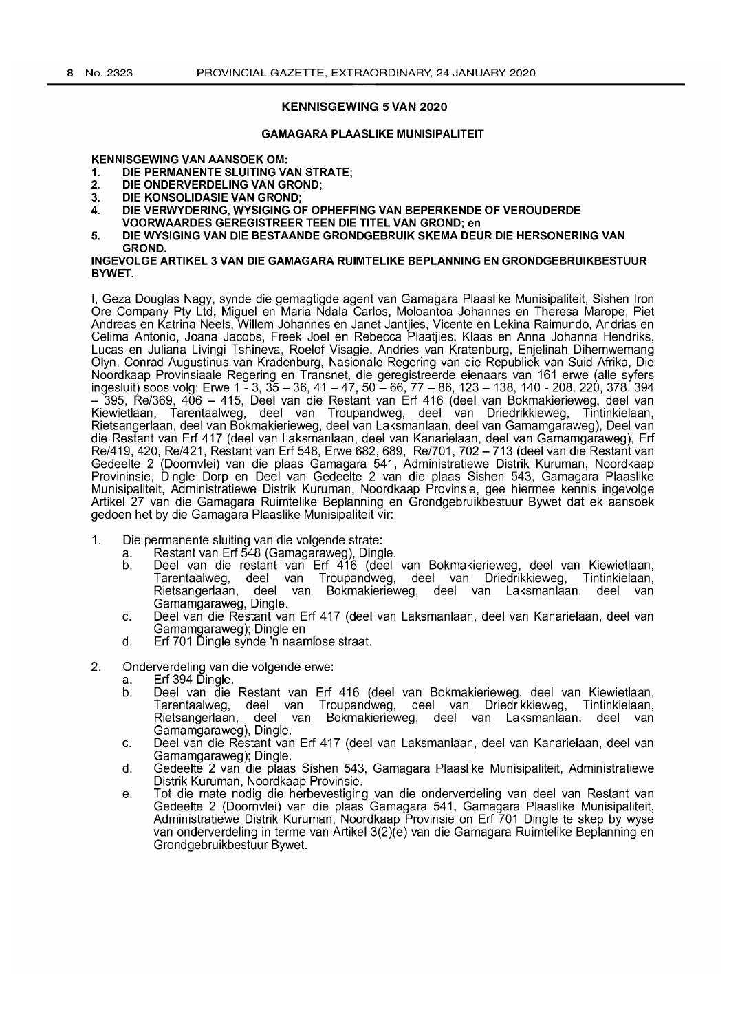## KENNISGEWING 5 VAN 2020

### GAMAGARA PLAASLIKE MUNISIPALITEIT

**KENNISGEWING VAN AANSOEK OM:**

1. **DIE PERMANENTE SLUITING VAN STRATE;**
2. **DIE ONDERVERDELING VAN GROND;**
3. **DIE KONSOLIDASIE VAN GROND;**
4. **DIE VERWYDERING, WYSIGING OF OPHEFFING VAN BEPERKENDE OF VEROUDERDE VOORWAARDES GEREGISTREER TEEN DIE TITEL VAN GROND; en**
5. **DIE WYSIGING VAN DIE BESTAANDE GRONDGEBRUIK SKEMA DEUR DIE HERSONERING VAN GROND.**

**INGEVOLGE ARTIKEL 3 VAN DIE GAMAGARA RUIMTELIKE BEPLANNING EN GRONDGEBRUIKBESTUUR BYWET.**

I, Geza Douglas Nagy, synde die gemagtigde agent van Gamagara Plaaslike Munisipaliteit, Sishen Iron Ore Company Pty Ltd, Miguel en Maria Ndala Carlos, Moloantoa Johannes en Theresa Marope, Piet Andreas en Katrina Neels, Willem Johannes en Janet Jantjies, Vicente en Lekina Raimundo, Andrias en Celima Antonio, Joana Jacobs, Freek Joel en Rebecca Plaatjies, Klaas en Anna Johanna Hendriks, Lucas en Juliana Livingi Tshineva, Roelof Visagie, Andries van Kratenburg, Enjelinah Dihemwemang Olyn, Conrad Augustinus van Kradenburg, Nasionale Regering van die Republiek van Suid Afrika, Die Noordkaap Provinsiaale Regering en Transnet, die geregistreerde eienaars van 161 erwe (alle syfers ingesluit) soos volg: Erwe 1 - 3, 35 – 36, 41 – 47, 50 – 66, 77 – 86, 123 – 138, 140 - 208, 220, 378, 394 – 395, Re/369, 406 – 415, Deel van die Restant van Erf 416 (deel van Bokmakierieweg, deel van Kiewietlaan, Tarentaalweg, deel van Troupandweg, deel van Driedrikkieweg, Tintinkielaan, Rietsangerlaan, deel van Bokmakierieweg, deel van Laksmanlaan, deel van Gamamgaraweg), Deel van die Restant van Erf 417 (deel van Laksmanlaan, deel van Kanarielaan, deel van Gamamgaraweg), Erf Re/419, 420, Re/421, Restant van Erf 548, Erwe 682, 689, Re/701, 702 – 713 (deel van die Restant van Gedeelte 2 (Doornvlei) van die plaas Gamagara 541, Administratiewe Distrik Kuruman, Noordkaap Provininsie, Dingle Dorp en Deel van Gedeelte 2 van die plaas Sishen 543, Gamagara Plaaslike Munisipaliteit, Administratiewe Distrik Kuruman, Noordkaap Provinsie, gee hiermee kennis ingevolge Artikel 27 van die Gamagara Ruimtelike Beplanning en Grondgebruikbestuur Bywet dat ek aansoek gedoen het by die Gamagara Plaaslike Munisipaliteit vir:

1. Die permanente sluiting van die volgende strate:
   a. Restant van Erf 548 (Gamagaraweg), Dingle.
   b. Deel van die restant van Erf 416 (deel van Bokmakierieweg, deel van Kiewietlaan, Tarentaalweg, deel van Troupandweg, deel van Driedrikkieweg, Tintinkielaan, Rietsangerlaan, deel van Bokmakierieweg, deel van Laksmanlaan, deel van Gamamgaraweg, Dingle.
   c. Deel van die Restant van Erf 417 (deel van Laksmanlaan, deel van Kanarielaan, deel van Gamamgaraweg); Dingle en
   d. Erf 701 Dingle synde 'n naamlose straat.

2. Onderverdeling van die volgende erwe:
   a. Erf 394 Dingle.
   b. Deel van die Restant van Erf 416 (deel van Bokmakierieweg, deel van Kiewietlaan, Tarentaalweg, deel van Troupandweg, deel van Driedrikkieweg, Tintinkielaan, Rietsangerlaan, deel van Bokmakierieweg, deel van Laksmanlaan, deel van Gamamgaraweg), Dingle.
   c. Deel van die Restant van Erf 417 (deel van Laksmanlaan, deel van Kanarielaan, deel van Gamamgaraweg); Dingle.
   d. Gedeelte 2 van die plaas Sishen 543, Gamagara Plaaslike Munisipaliteit, Administratiewe Distrik Kuruman, Noordkaap Provinsie.
   e. Tot die mate nodig die herbevestiging van die onderverdeling van deel van Restant van Gedeelte 2 (Doornvlei) van die plaas Gamagara 541, Gamagara Plaaslike Munisipaliteit, Administratiewe Distrik Kuruman, Noordkaap Provinsie on Erf 701 Dingle te skep by wyse van onderverdeling in terme van Artikel 3(2)(e) van die Gamagara Ruimtelike Beplanning en Grondgebruikbestuur Bywet.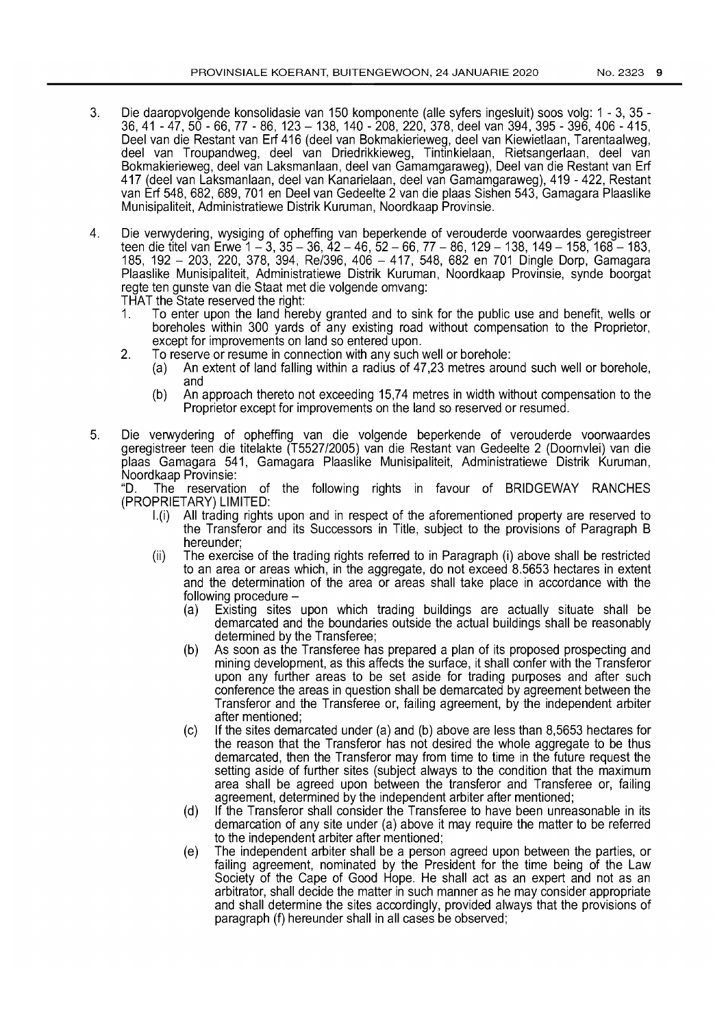3. Die daaropvolgende konsolidasie van 150 komponente (alle syfers ingesluit) soos volg: 1 - 3, 35 - 36, 41 - 47, 50 - 66, 77 - 86, 123 – 138, 140 - 208, 220, 378, deel van 394, 395 - 396, 406 - 415, Deel van die Restant van Erf 416 (deel van Bokmakierieweg, deel van Kiewietlaan, Tarentaalweg, deel van Troupandweg, deel van Driedrikkieweg, Tintinkielaan, Rietsangerlaan, deel van Bokmakierieweg, deel van Laksmanlaan, deel van Gamamgaraweg), Deel van die Restant van Erf 417 (deel van Laksmanlaan, deel van Kanarielaan, deel van Gamamgaraweg), 419 - 422, Restant van Erf 548, 682, 689, 701 en Deel van Gedeelte 2 van die plaas Sishen 543, Gamagara Plaaslike Munisipaliteit, Administratiewe Distrik Kuruman, Noordkaap Provinsie.

4. Die verwydering, wysiging of opheffing van beperkende of verouderde voorwaardes geregistreer teen die titel van Erwe 1 – 3, 35 – 36, 42 – 46, 52 – 66, 77 – 86, 129 – 138, 149 – 158, 168 – 183, 185, 192 – 203, 220, 378, 394, Re/396, 406 – 417, 548, 682 en 701 Dingle Dorp, Gamagara Plaaslike Munisipaliteit, Administratiewe Distrik Kuruman, Noordkaap Provinsie, synde boorgat regte ten gunste van die Staat met die volgende omvang:

   THAT the State reserved the right:

   1. To enter upon the land hereby granted and to sink for the public use and benefit, wells or boreholes within 300 yards of any existing road without compensation to the Proprietor, except for improvements on land so entered upon.
   2. To reserve or resume in connection with any such well or borehole:
      (a) An extent of land falling within a radius of 47,23 metres around such well or borehole, and
      (b) An approach thereto not exceeding 15,74 metres in width without compensation to the Proprietor except for improvements on the land so reserved or resumed.

5. Die verwydering of opheffing van die volgende beperkende of verouderde voorwaardes geregistreer teen die titelakte (T5527/2005) van die Restant van Gedeelte 2 (Doornvlei) van die plaas Gamagara 541, Gamagara Plaaslike Munisipaliteit, Administratiewe Distrik Kuruman, Noordkaap Provinsie:

   "D. The reservation of the following rights in favour of BRIDGEWAY RANCHES (PROPRIETARY) LIMITED:

   I.(i) All trading rights upon and in respect of the aforementioned property are reserved to the Transferor and its Successors in Title, subject to the provisions of Paragraph B hereunder;

   (ii) The exercise of the trading rights referred to in Paragraph (i) above shall be restricted to an area or areas which, in the aggregate, do not exceed 8.5653 hectares in extent and the determination of the area or areas shall take place in accordance with the following procedure –

   (a) Existing sites upon which trading buildings are actually situate shall be demarcated and the boundaries outside the actual buildings shall be reasonably determined by the Transferee;

   (b) As soon as the Transferee has prepared a plan of its proposed prospecting and mining development, as this affects the surface, it shall confer with the Transferor upon any further areas to be set aside for trading purposes and after such conference the areas in question shall be demarcated by agreement between the Transferor and the Transferee or, failing agreement, by the independent arbiter after mentioned;

   (c) If the sites demarcated under (a) and (b) above are less than 8,5653 hectares for the reason that the Transferor has not desired the whole aggregate to be thus demarcated, then the Transferor may from time to time in the future request the setting aside of further sites (subject always to the condition that the maximum area shall be agreed upon between the transferor and Transferee or, failing agreement, determined by the independent arbiter after mentioned;

   (d) If the Transferor shall consider the Transferee to have been unreasonable in its demarcation of any site under (a) above it may require the matter to be referred to the independent arbiter after mentioned;

   (e) The independent arbiter shall be a person agreed upon between the parties, or failing agreement, nominated by the President for the time being of the Law Society of the Cape of Good Hope. He shall act as an expert and not as an arbitrator, shall decide the matter in such manner as he may consider appropriate and shall determine the sites accordingly, provided always that the provisions of paragraph (f) hereunder shall in all cases be observed;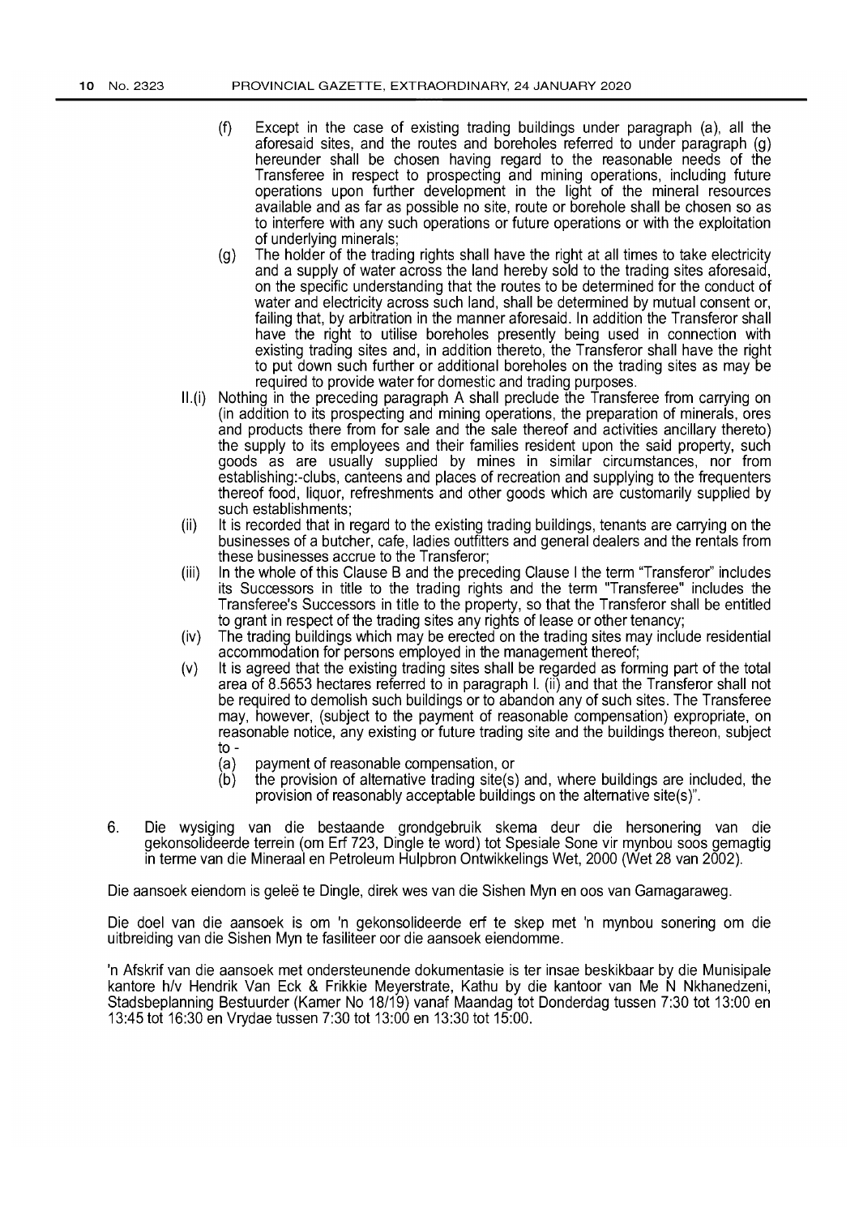(f) Except in the case of existing trading buildings under paragraph (a), all the aforesaid sites, and the routes and boreholes referred to under paragraph (g) hereunder shall be chosen having regard to the reasonable needs of the Transferee in respect to prospecting and mining operations, including future operations upon further development in the light of the mineral resources available and as far as possible no site, route or borehole shall be chosen so as to interfere with any such operations or future operations or with the exploitation of underlying minerals;

(g) The holder of the trading rights shall have the right at all times to take electricity and a supply of water across the land hereby sold to the trading sites aforesaid, on the specific understanding that the routes to be determined for the conduct of water and electricity across such land, shall be determined by mutual consent or, failing that, by arbitration in the manner aforesaid. In addition the Transferor shall have the right to utilise boreholes presently being used in connection with existing trading sites and, in addition thereto, the Transferor shall have the right to put down such further or additional boreholes on the trading sites as may be required to provide water for domestic and trading purposes.

II.(i) Nothing in the preceding paragraph A shall preclude the Transferee from carrying on (in addition to its prospecting and mining operations, the preparation of minerals, ores and products there from for sale and the sale thereof and activities ancillary thereto) the supply to its employees and their families resident upon the said property, such goods as are usually supplied by mines in similar circumstances, nor from establishing:-clubs, canteens and places of recreation and supplying to the frequenters thereof food, liquor, refreshments and other goods which are customarily supplied by such establishments;

(ii) It is recorded that in regard to the existing trading buildings, tenants are carrying on the businesses of a butcher, cafe, ladies outfitters and general dealers and the rentals from these businesses accrue to the Transferor;

(iii) In the whole of this Clause B and the preceding Clause I the term "Transferor" includes its Successors in title to the trading rights and the term "Transferee" includes the Transferee's Successors in title to the property, so that the Transferor shall be entitled to grant in respect of the trading sites any rights of lease or other tenancy;

(iv) The trading buildings which may be erected on the trading sites may include residential accommodation for persons employed in the management thereof;

(v) It is agreed that the existing trading sites shall be regarded as forming part of the total area of 8.5653 hectares referred to in paragraph I. (ii) and that the Transferor shall not be required to demolish such buildings or to abandon any of such sites. The Transferee may, however, (subject to the payment of reasonable compensation) expropriate, on reasonable notice, any existing or future trading site and the buildings thereon, subject to -

(a) payment of reasonable compensation, or

(b) the provision of alternative trading site(s) and, where buildings are included, the provision of reasonably acceptable buildings on the alternative site(s)".

6. Die wysiging van die bestaande grondgebruik skema deur die hersonering van die gekonsolideerde terrein (om Erf 723, Dingle te word) tot Spesiale Sone vir mynbou soos gemagtig in terme van die Mineraal en Petroleum Hulpbron Ontwikkelings Wet, 2000 (Wet 28 van 2002).

Die aansoek eiendom is geleë te Dingle, direk wes van die Sishen Myn en oos van Gamagaraweg.

Die doel van die aansoek is om 'n gekonsolideerde erf te skep met 'n mynbou sonering om die uitbreiding van die Sishen Myn te fasiliteer oor die aansoek eiendomme.

'n Afskrif van die aansoek met ondersteunende dokumentasie is ter insae beskikbaar by die Munisipale kantore h/v Hendrik Van Eck & Frikkie Meyerstrate, Kathu by die kantoor van Me N Nkhanedzeni, Stadsbeplanning Bestuurder (Kamer No 18/19) vanaf Maandag tot Donderdag tussen 7:30 tot 13:00 en 13:45 tot 16:30 en Vrydae tussen 7:30 tot 13:00 en 13:30 tot 15:00.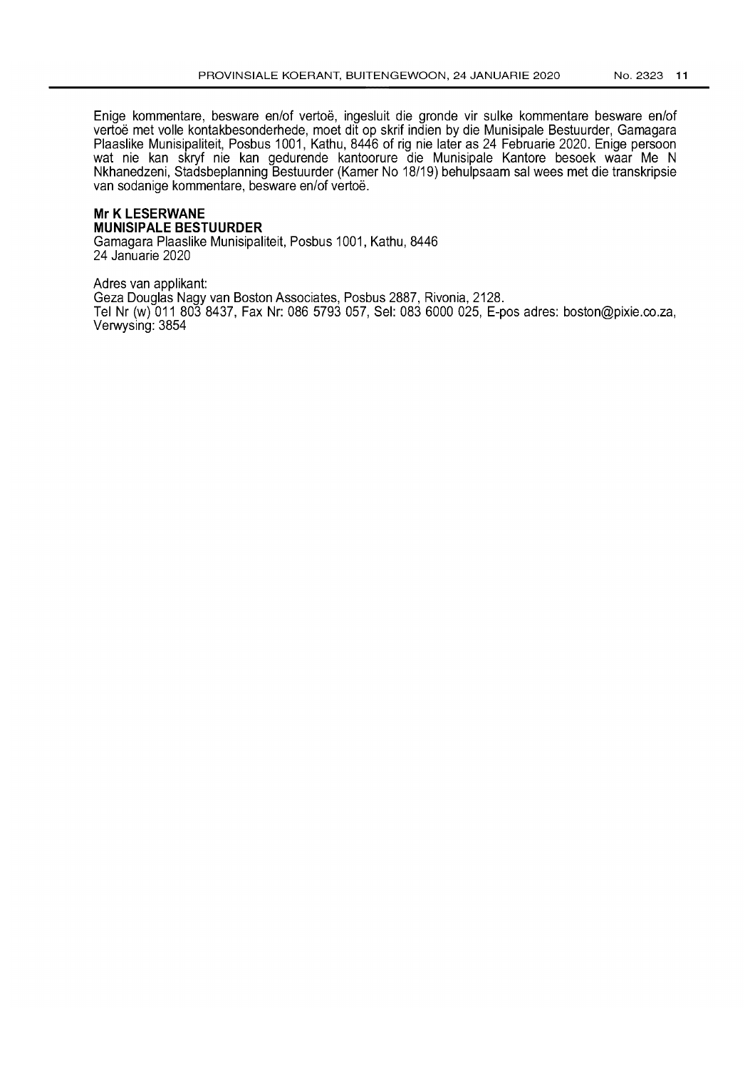Enige kommentare, besware en/of vertoë, ingesluit die gronde vir sulke kommentare besware en/of vertoë met volle kontakbesonderhede, moet dit op skrif indien by die Munisipale Bestuurder, Gamagara Plaaslike Munisipaliteit, Posbus 1001, Kathu, 8446 of rig nie later as 24 Februarie 2020. Enige persoon wat nie kan skryf nie kan gedurende kantoorure die Munisipale Kantore besoek waar Me N Nkhanedzeni, Stadsbeplanning Bestuurder (Kamer No 18/19) behulpsaam sal wees met die transkripsie van sodanige kommentare, besware en/of vertoë.

**Mr K LESERWANE**
**MUNISIPALE BESTUURDER**
Gamagara Plaaslike Munisipaliteit, Posbus 1001, Kathu, 8446
24 Januarie 2020

Adres van applikant:
Geza Douglas Nagy van Boston Associates, Posbus 2887, Rivonia, 2128.
Tel Nr (w) 011 803 8437, Fax Nr: 086 5793 057, Sel: 083 6000 025, E-pos adres: boston@pixie.co.za, Verwysing: 3854